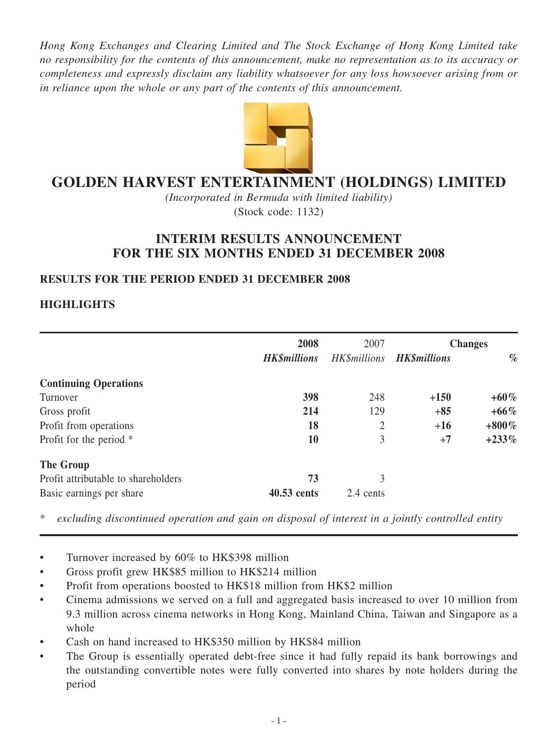*Hong Kong Exchanges and Clearing Limited and The Stock Exchange of Hong Kong Limited take no responsibility for the contents of this announcement, make no representation as to its accuracy or completeness and expressly disclaim any liability whatsoever for any loss howsoever arising from or in reliance upon the whole or any part of the contents of this announcement.*

# GOLDEN HARVEST ENTERTAINMENT (HOLDINGS) LIMITED

*(Incorporated in Bermuda with limited liability)*

(Stock code: 1132)

## INTERIM RESULTS ANNOUNCEMENT FOR THE SIX MONTHS ENDED 31 DECEMBER 2008

### RESULTS FOR THE PERIOD ENDED 31 DECEMBER 2008

### HIGHLIGHTS

| | 2008 | 2007 | Changes | |
|---|---|---|---|---|
| | ***HK$millions*** | *HK$millions* | ***HK$millions*** | ***%*** |
| **Continuing Operations** | | | | |
| Turnover | **398** | 248 | **+150** | **+60%** |
| Gross profit | **214** | 129 | **+85** | **+66%** |
| Profit from operations | **18** | 2 | **+16** | **+800%** |
| Profit for the period * | **10** | 3 | **+7** | **+233%** |
| **The Group** | | | | |
| Profit attributable to shareholders | **73** | 3 | | |
| Basic earnings per share | **40.53 cents** | 2.4 cents | | |

\* *excluding discontinued operation and gain on disposal of interest in a jointly controlled entity*

- Turnover increased by 60% to HK$398 million
- Gross profit grew HK$85 million to HK$214 million
- Profit from operations boosted to HK$18 million from HK$2 million
- Cinema admissions we served on a full and aggregated basis increased to over 10 million from 9.3 million across cinema networks in Hong Kong, Mainland China, Taiwan and Singapore as a whole
- Cash on hand increased to HK$350 million by HK$84 million
- The Group is essentially operated debt-free since it had fully repaid its bank borrowings and the outstanding convertible notes were fully converted into shares by note holders during the period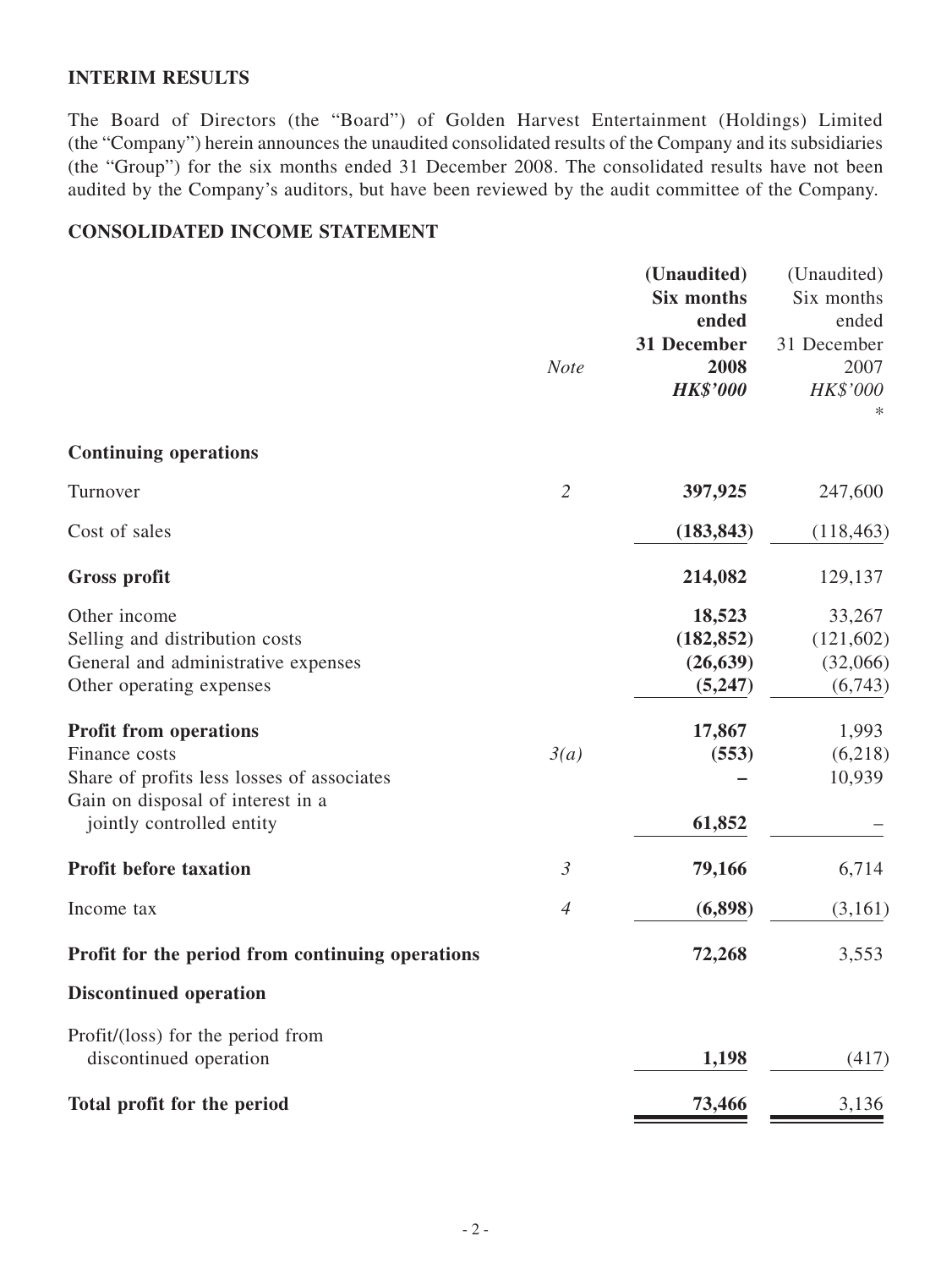## INTERIM RESULTS

The Board of Directors (the "Board") of Golden Harvest Entertainment (Holdings) Limited (the "Company") herein announces the unaudited consolidated results of the Company and its subsidiaries (the "Group") for the six months ended 31 December 2008. The consolidated results have not been audited by the Company's auditors, but have been reviewed by the audit committee of the Company.

## CONSOLIDATED INCOME STATEMENT

| | *Note* | **(Unaudited) Six months ended 31 December 2008** ***HK$'000*** | (Unaudited) Six months ended 31 December 2007 *HK$'000* * |
|---|---|---|---|
| **Continuing operations** | | | |
| Turnover | *2* | **397,925** | 247,600 |
| Cost of sales | | **(183,843)** | (118,463) |
| **Gross profit** | | **214,082** | 129,137 |
| Other income | | **18,523** | 33,267 |
| Selling and distribution costs | | **(182,852)** | (121,602) |
| General and administrative expenses | | **(26,639)** | (32,066) |
| Other operating expenses | | **(5,247)** | (6,743) |
| **Profit from operations** | | **17,867** | 1,993 |
| Finance costs | *3(a)* | **(553)** | (6,218) |
| Share of profits less losses of associates | | **–** | 10,939 |
| Gain on disposal of interest in a jointly controlled entity | | **61,852** | – |
| **Profit before taxation** | *3* | **79,166** | 6,714 |
| Income tax | *4* | **(6,898)** | (3,161) |
| **Profit for the period from continuing operations** | | **72,268** | 3,553 |
| **Discontinued operation** | | | |
| Profit/(loss) for the period from discontinued operation | | **1,198** | (417) |
| **Total profit for the period** | | **73,466** | 3,136 |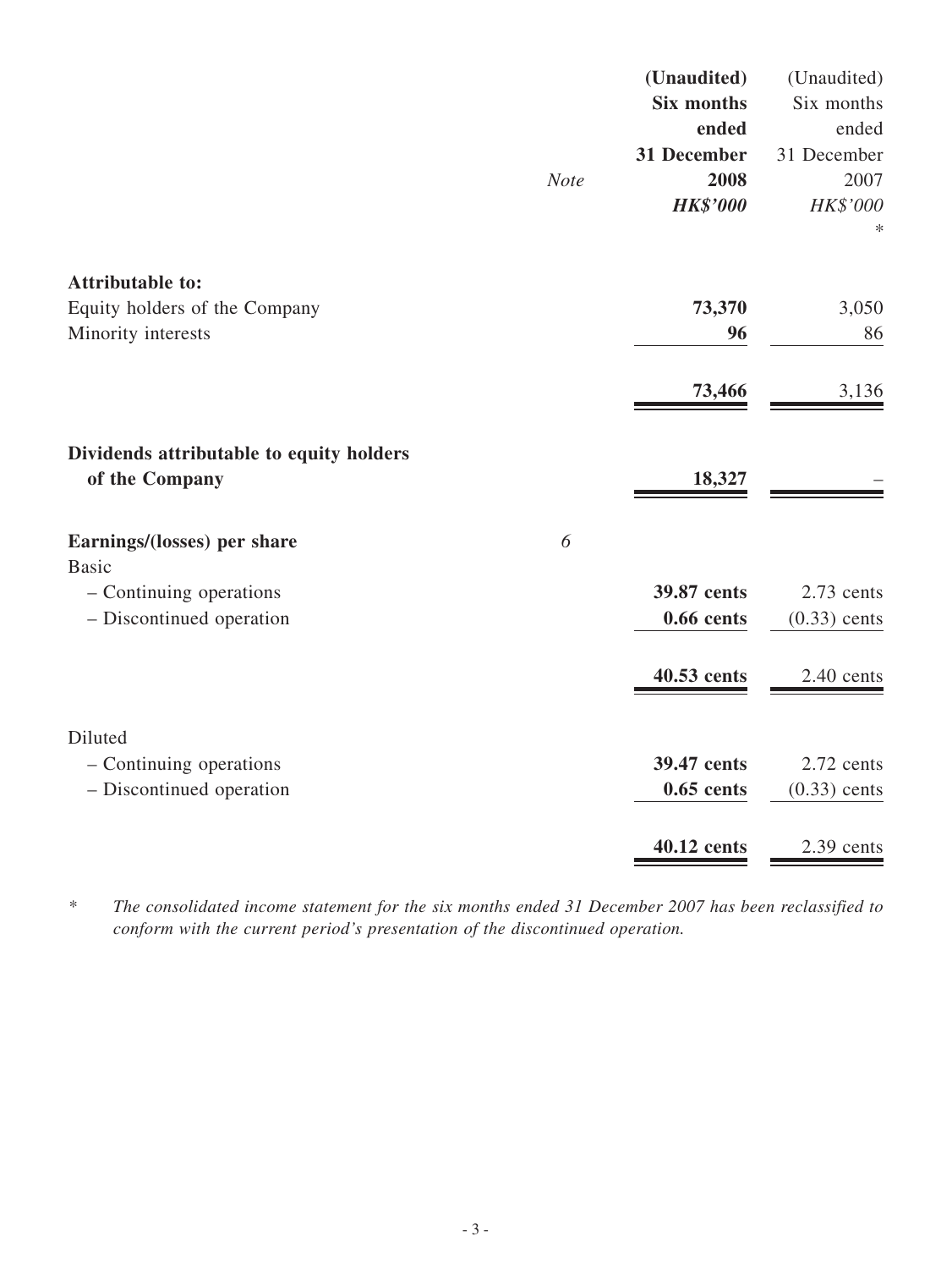| | Note | (Unaudited) Six months ended 31 December 2008 HK$'000 | (Unaudited) Six months ended 31 December 2007 HK$'000 * |
|---|---|---|---|
| **Attributable to:** | | | |
| Equity holders of the Company | | **73,370** | 3,050 |
| Minority interests | | **96** | 86 |
| | | **73,466** | 3,136 |
| **Dividends attributable to equity holders of the Company** | | **18,327** | – |
| **Earnings/(losses) per share** | 6 | | |
| Basic | | | |
| – Continuing operations | | **39.87 cents** | 2.73 cents |
| – Discontinued operation | | **0.66 cents** | (0.33) cents |
| | | **40.53 cents** | 2.40 cents |
| Diluted | | | |
| – Continuing operations | | **39.47 cents** | 2.72 cents |
| – Discontinued operation | | **0.65 cents** | (0.33) cents |
| | | **40.12 cents** | 2.39 cents |

\* *The consolidated income statement for the six months ended 31 December 2007 has been reclassified to conform with the current period's presentation of the discontinued operation.*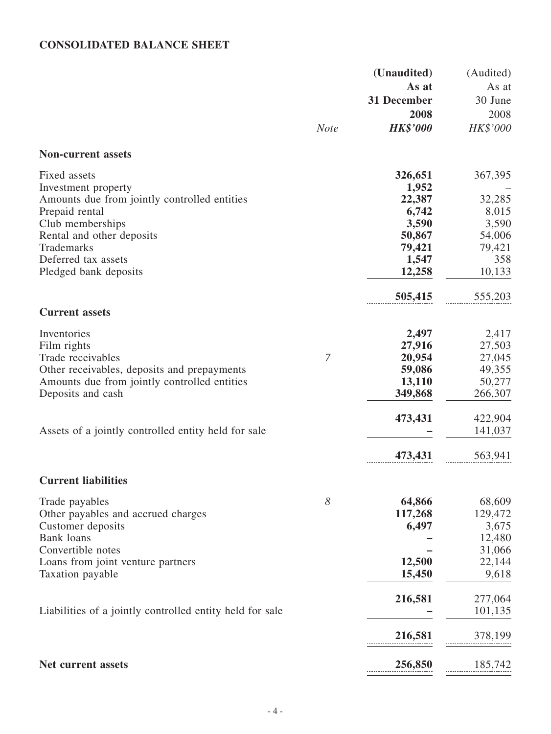**CONSOLIDATED BALANCE SHEET**

| | Note | **(Unaudited) As at 31 December 2008 *HK$'000*** | (Audited) As at 30 June 2008 *HK$'000* |
|---|---|---|---|
| **Non-current assets** | | | |
| Fixed assets | | **326,651** | 367,395 |
| Investment property | | **1,952** | – |
| Amounts due from jointly controlled entities | | **22,387** | 32,285 |
| Prepaid rental | | **6,742** | 8,015 |
| Club memberships | | **3,590** | 3,590 |
| Rental and other deposits | | **50,867** | 54,006 |
| Trademarks | | **79,421** | 79,421 |
| Deferred tax assets | | **1,547** | 358 |
| Pledged bank deposits | | **12,258** | 10,133 |
| | | **505,415** | 555,203 |
| **Current assets** | | | |
| Inventories | | **2,497** | 2,417 |
| Film rights | | **27,916** | 27,503 |
| Trade receivables | *7* | **20,954** | 27,045 |
| Other receivables, deposits and prepayments | | **59,086** | 49,355 |
| Amounts due from jointly controlled entities | | **13,110** | 50,277 |
| Deposits and cash | | **349,868** | 266,307 |
| | | **473,431** | 422,904 |
| Assets of a jointly controlled entity held for sale | | **–** | 141,037 |
| | | **473,431** | 563,941 |
| **Current liabilities** | | | |
| Trade payables | *8* | **64,866** | 68,609 |
| Other payables and accrued charges | | **117,268** | 129,472 |
| Customer deposits | | **6,497** | 3,675 |
| Bank loans | | **–** | 12,480 |
| Convertible notes | | **–** | 31,066 |
| Loans from joint venture partners | | **12,500** | 22,144 |
| Taxation payable | | **15,450** | 9,618 |
| | | **216,581** | 277,064 |
| Liabilities of a jointly controlled entity held for sale | | **–** | 101,135 |
| | | **216,581** | 378,199 |
| **Net current assets** | | **256,850** | 185,742 |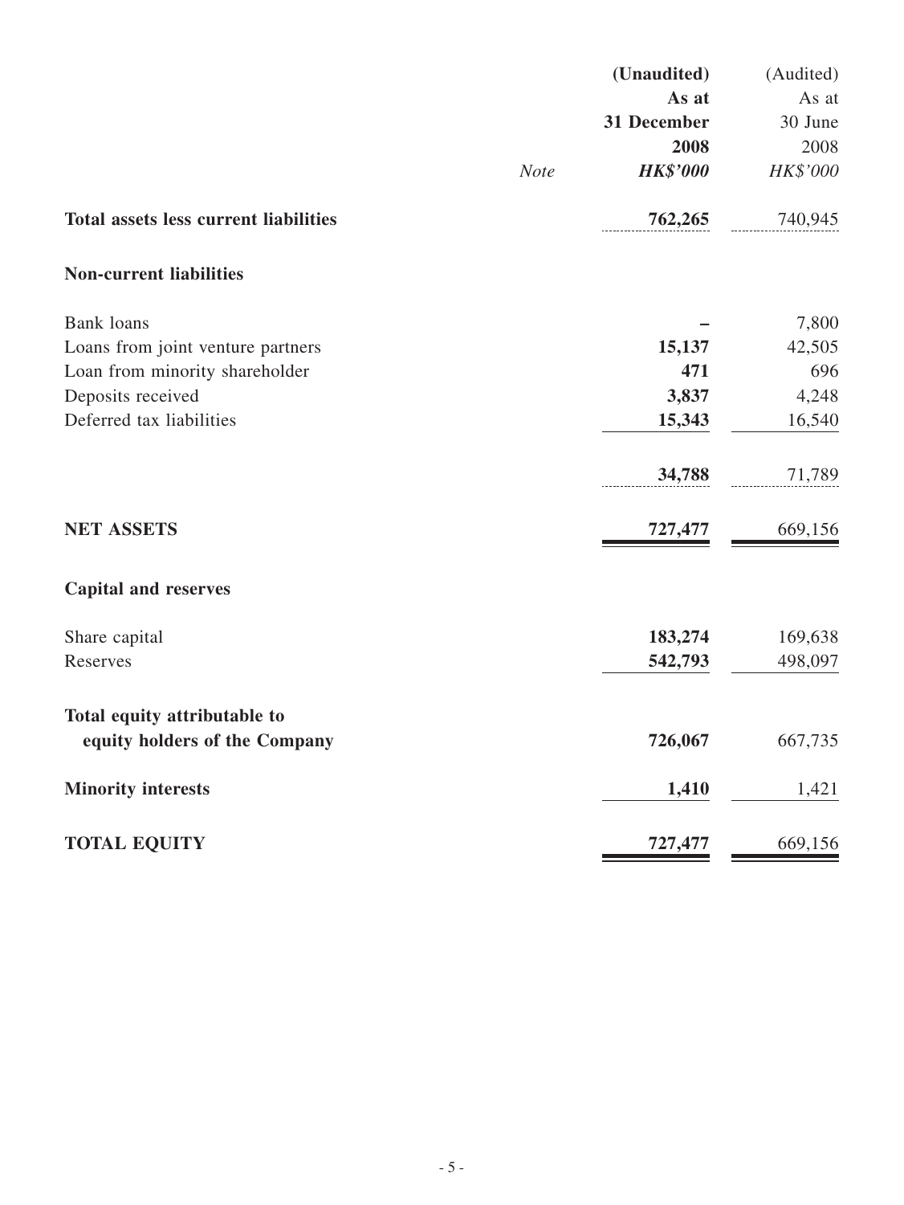| | Note | (Unaudited) As at 31 December 2008 HK$'000 | (Audited) As at 30 June 2008 HK$'000 |
|---|---|---|---|
| **Total assets less current liabilities** | | **762,265** | 740,945 |
| **Non-current liabilities** | | | |
| Bank loans | | **–** | 7,800 |
| Loans from joint venture partners | | **15,137** | 42,505 |
| Loan from minority shareholder | | **471** | 696 |
| Deposits received | | **3,837** | 4,248 |
| Deferred tax liabilities | | **15,343** | 16,540 |
| | | **34,788** | 71,789 |
| **NET ASSETS** | | **727,477** | 669,156 |
| **Capital and reserves** | | | |
| Share capital | | **183,274** | 169,638 |
| Reserves | | **542,793** | 498,097 |
| **Total equity attributable to equity holders of the Company** | | **726,067** | 667,735 |
| **Minority interests** | | **1,410** | 1,421 |
| **TOTAL EQUITY** | | **727,477** | 669,156 |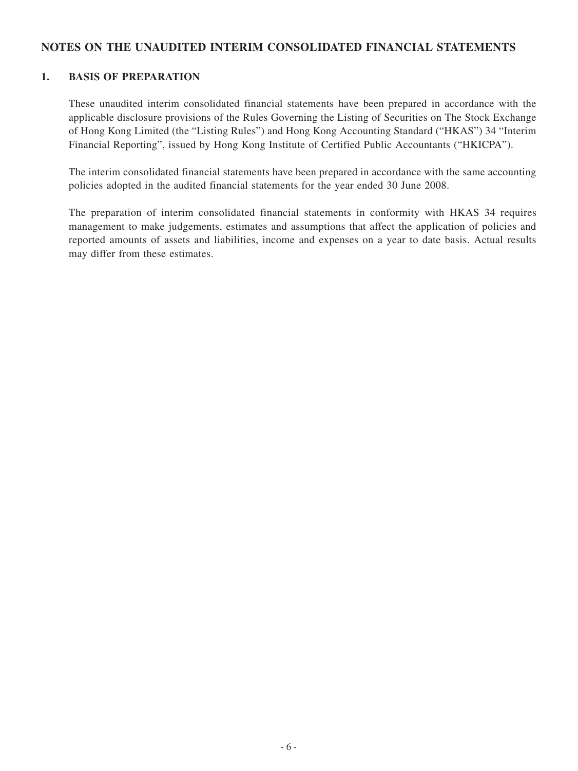## NOTES ON THE UNAUDITED INTERIM CONSOLIDATED FINANCIAL STATEMENTS

### 1. BASIS OF PREPARATION

These unaudited interim consolidated financial statements have been prepared in accordance with the applicable disclosure provisions of the Rules Governing the Listing of Securities on The Stock Exchange of Hong Kong Limited (the "Listing Rules") and Hong Kong Accounting Standard ("HKAS") 34 "Interim Financial Reporting", issued by Hong Kong Institute of Certified Public Accountants ("HKICPA").

The interim consolidated financial statements have been prepared in accordance with the same accounting policies adopted in the audited financial statements for the year ended 30 June 2008.

The preparation of interim consolidated financial statements in conformity with HKAS 34 requires management to make judgements, estimates and assumptions that affect the application of policies and reported amounts of assets and liabilities, income and expenses on a year to date basis. Actual results may differ from these estimates.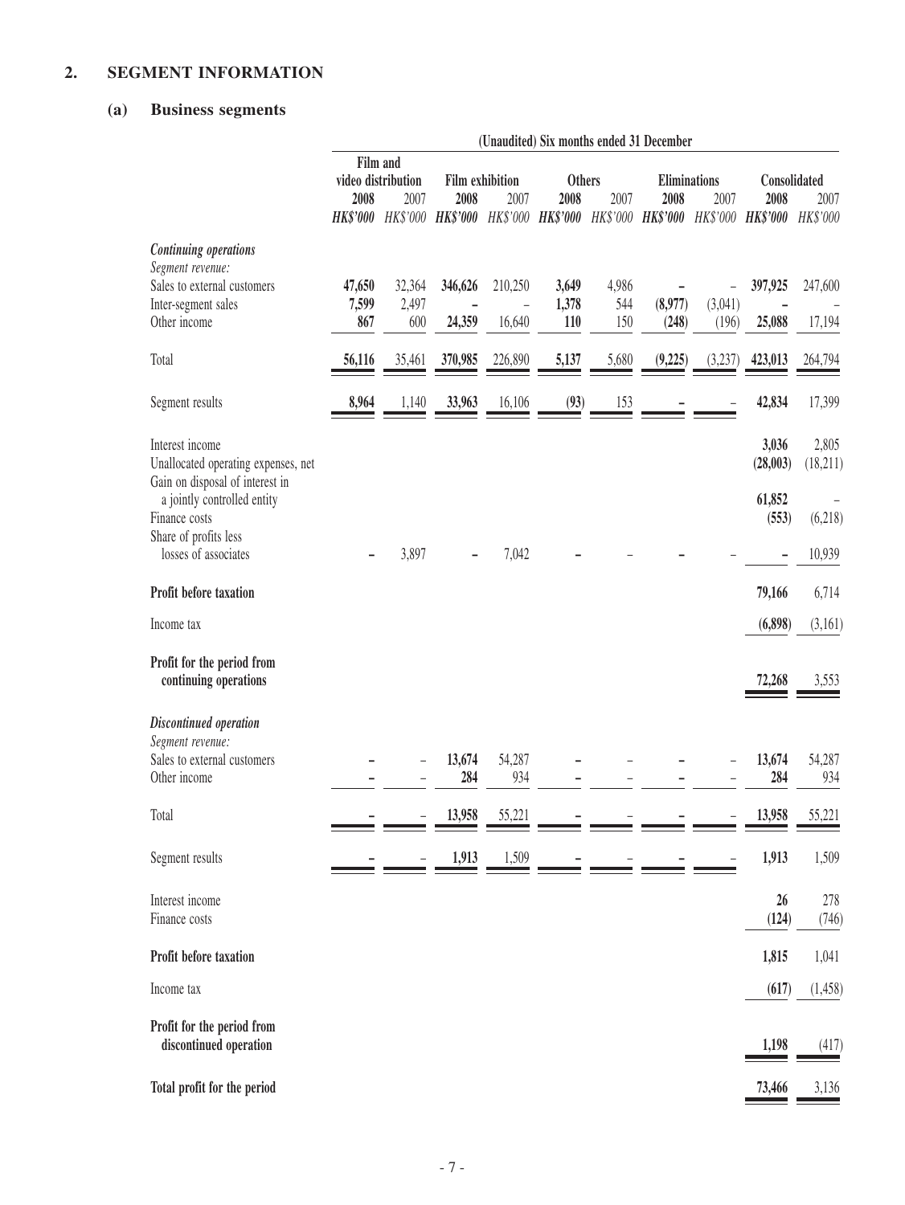## 2. SEGMENT INFORMATION

### (a) Business segments

| | (Unaudited) Six months ended 31 December | | | | | | | | | |
|---|---|---|---|---|---|---|---|---|---|---|
| | Film and video distribution | | Film exhibition | | Others | | Eliminations | | Consolidated | |
| | **2008** | 2007 | **2008** | 2007 | **2008** | 2007 | **2008** | 2007 | **2008** | 2007 |
| | ***HK$'000*** | *HK$'000* | ***HK$'000*** | *HK$'000* | ***HK$'000*** | *HK$'000* | ***HK$'000*** | *HK$'000* | ***HK$'000*** | *HK$'000* |
| ***Continuing operations*** | | | | | | | | | | |
| *Segment revenue:* | | | | | | | | | | |
| Sales to external customers | **47,650** | 32,364 | **346,626** | 210,250 | **3,649** | 4,986 | **–** | – | **397,925** | 247,600 |
| Inter-segment sales | **7,599** | 2,497 | **–** | – | **1,378** | 544 | **(8,977)** | (3,041) | **–** | – |
| Other income | **867** | 600 | **24,359** | 16,640 | **110** | 150 | **(248)** | (196) | **25,088** | 17,194 |
| Total | **56,116** | 35,461 | **370,985** | 226,890 | **5,137** | 5,680 | **(9,225)** | (3,237) | **423,013** | 264,794 |
| Segment results | **8,964** | 1,140 | **33,963** | 16,106 | **(93)** | 153 | **–** | – | **42,834** | 17,399 |
| Interest income | | | | | | | | | **3,036** | 2,805 |
| Unallocated operating expenses, net | | | | | | | | | **(28,003)** | (18,211) |
| Gain on disposal of interest in a jointly controlled entity | | | | | | | | | **61,852** | – |
| Finance costs | | | | | | | | | **(553)** | (6,218) |
| Share of profits less losses of associates | **–** | 3,897 | **–** | 7,042 | **–** | – | **–** | – | **–** | 10,939 |
| **Profit before taxation** | | | | | | | | | **79,166** | 6,714 |
| Income tax | | | | | | | | | **(6,898)** | (3,161) |
| **Profit for the period from continuing operations** | | | | | | | | | **72,268** | 3,553 |
| ***Discontinued operation*** | | | | | | | | | | |
| *Segment revenue:* | | | | | | | | | | |
| Sales to external customers | **–** | – | **13,674** | 54,287 | **–** | – | **–** | – | **13,674** | 54,287 |
| Other income | **–** | – | **284** | 934 | **–** | – | **–** | – | **284** | 934 |
| Total | **–** | – | **13,958** | 55,221 | **–** | – | **–** | – | **13,958** | 55,221 |
| Segment results | **–** | – | **1,913** | 1,509 | **–** | – | **–** | – | **1,913** | 1,509 |
| Interest income | | | | | | | | | **26** | 278 |
| Finance costs | | | | | | | | | **(124)** | (746) |
| **Profit before taxation** | | | | | | | | | **1,815** | 1,041 |
| Income tax | | | | | | | | | **(617)** | (1,458) |
| **Profit for the period from discontinued operation** | | | | | | | | | **1,198** | (417) |
| **Total profit for the period** | | | | | | | | | **73,466** | 3,136 |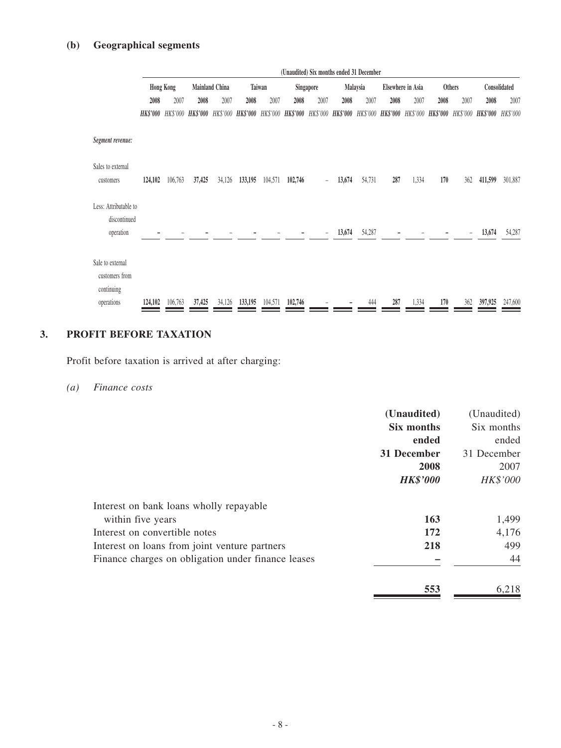**(b) Geographical segments**

| | (Unaudited) Six months ended 31 December | | | | | | | | | | | | | | | |
|---|---|---|---|---|---|---|---|---|---|---|---|---|---|---|---|---|
| | Hong Kong | | Mainland China | | Taiwan | | Singapore | | Malaysia | | Elsewhere in Asia | | Others | | Consolidated | |
| | **2008** | 2007 | **2008** | 2007 | **2008** | 2007 | **2008** | 2007 | **2008** | 2007 | **2008** | 2007 | **2008** | 2007 | **2008** | 2007 |
| | ***HK$'000*** | *HK$'000* | ***HK$'000*** | *HK$'000* | ***HK$'000*** | *HK$'000* | ***HK$'000*** | *HK$'000* | ***HK$'000*** | *HK$'000* | ***HK$'000*** | *HK$'000* | ***HK$'000*** | *HK$'000* | ***HK$'000*** | *HK$'000* |
| ***Segment revenue:*** | | | | | | | | | | | | | | | | |
| Sales to external customers | **124,102** | 106,763 | **37,425** | 34,126 | **133,195** | 104,571 | **102,746** | – | **13,674** | 54,731 | **287** | 1,334 | **170** | 362 | **411,599** | 301,887 |
| Less: Attributable to discontinued operation | **–** | – | **–** | – | **–** | – | **–** | – | **13,674** | 54,287 | **–** | – | **–** | – | **13,674** | 54,287 |
| Sale to external customers from continuing operations | **124,102** | 106,763 | **37,425** | 34,126 | **133,195** | 104,571 | **102,746** | – | **–** | 444 | **287** | 1,334 | **170** | 362 | **397,925** | 247,600 |

## 3. PROFIT BEFORE TAXATION

Profit before taxation is arrived at after charging:

*(a) Finance costs*

| | **(Unaudited) Six months ended 31 December 2008** | (Unaudited) Six months ended 31 December 2007 |
|---|---|---|
| | ***HK$'000*** | *HK$'000* |
| Interest on bank loans wholly repayable within five years | **163** | 1,499 |
| Interest on convertible notes | **172** | 4,176 |
| Interest on loans from joint venture partners | **218** | 499 |
| Finance charges on obligation under finance leases | **–** | 44 |
| | **553** | 6,218 |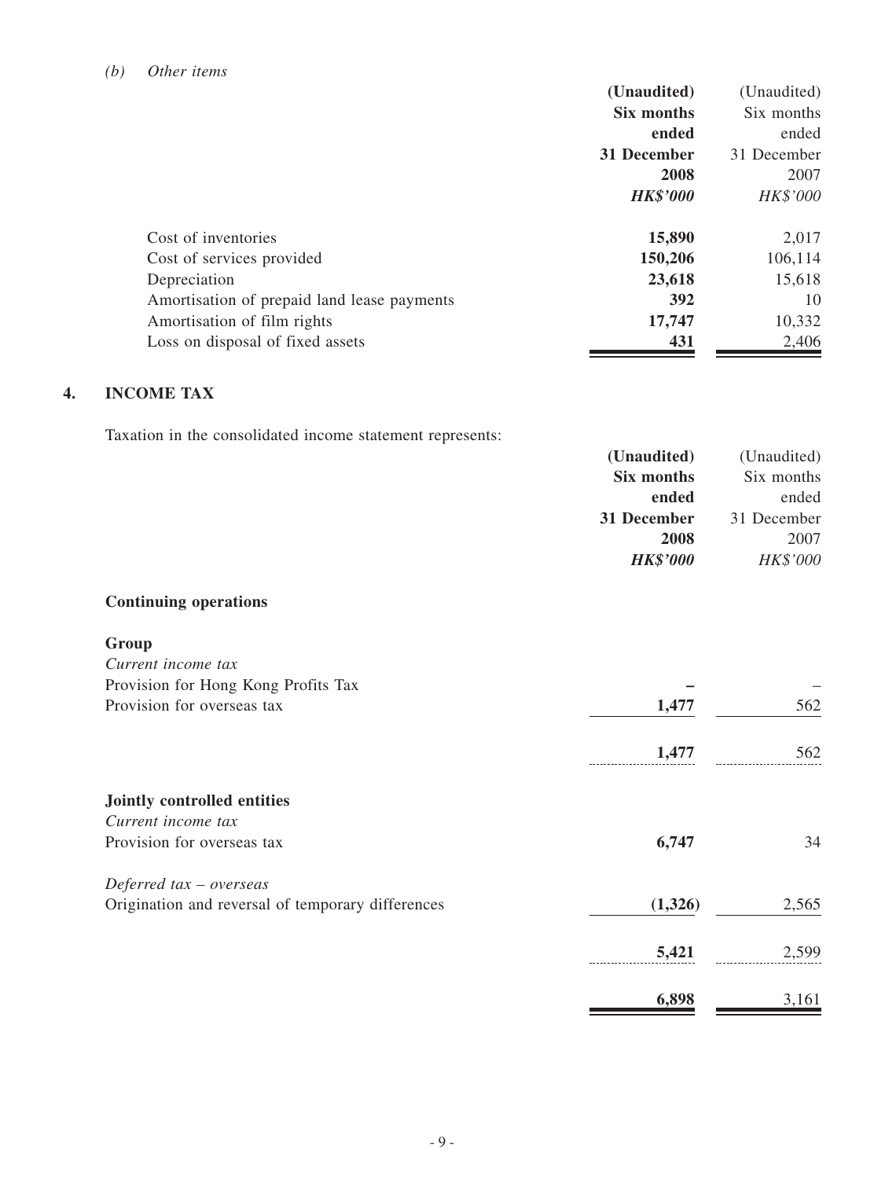*(b) Other items*

| | **(Unaudited) Six months ended 31 December 2008** | (Unaudited) Six months ended 31 December 2007 |
|---|---|---|
| | ***HK$'000*** | *HK$'000* |
| Cost of inventories | **15,890** | 2,017 |
| Cost of services provided | **150,206** | 106,114 |
| Depreciation | **23,618** | 15,618 |
| Amortisation of prepaid land lease payments | **392** | 10 |
| Amortisation of film rights | **17,747** | 10,332 |
| Loss on disposal of fixed assets | **431** | 2,406 |

## 4. INCOME TAX

Taxation in the consolidated income statement represents:

| | **(Unaudited) Six months ended 31 December 2008** | (Unaudited) Six months ended 31 December 2007 |
|---|---|---|
| | ***HK$'000*** | *HK$'000* |
| **Continuing operations** | | |
| **Group** | | |
| *Current income tax* | | |
| Provision for Hong Kong Profits Tax | **–** | – |
| Provision for overseas tax | **1,477** | 562 |
| | **1,477** | 562 |
| **Jointly controlled entities** | | |
| *Current income tax* | | |
| Provision for overseas tax | **6,747** | 34 |
| *Deferred tax – overseas* | | |
| Origination and reversal of temporary differences | **(1,326)** | 2,565 |
| | **5,421** | 2,599 |
| | **6,898** | 3,161 |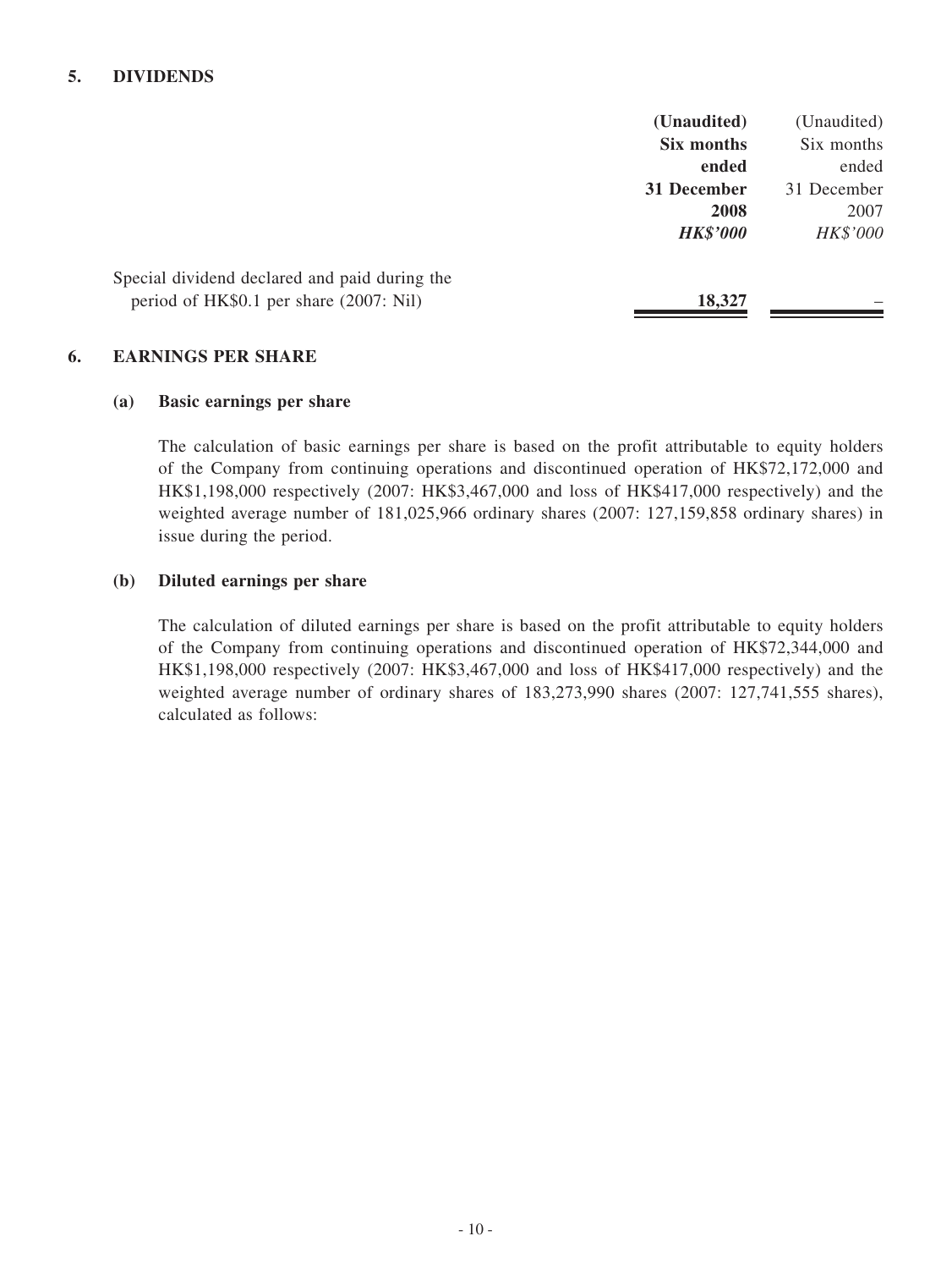## 5. DIVIDENDS

| | **(Unaudited) Six months ended 31 December 2008** | (Unaudited) Six months ended 31 December 2007 |
|---|---|---|
| | ***HK$'000*** | *HK$'000* |
| Special dividend declared and paid during the period of HK$0.1 per share (2007: Nil) | **18,327** | – |

## 6. EARNINGS PER SHARE

### (a) Basic earnings per share

The calculation of basic earnings per share is based on the profit attributable to equity holders of the Company from continuing operations and discontinued operation of HK$72,172,000 and HK$1,198,000 respectively (2007: HK$3,467,000 and loss of HK$417,000 respectively) and the weighted average number of 181,025,966 ordinary shares (2007: 127,159,858 ordinary shares) in issue during the period.

### (b) Diluted earnings per share

The calculation of diluted earnings per share is based on the profit attributable to equity holders of the Company from continuing operations and discontinued operation of HK$72,344,000 and HK$1,198,000 respectively (2007: HK$3,467,000 and loss of HK$417,000 respectively) and the weighted average number of ordinary shares of 183,273,990 shares (2007: 127,741,555 shares), calculated as follows: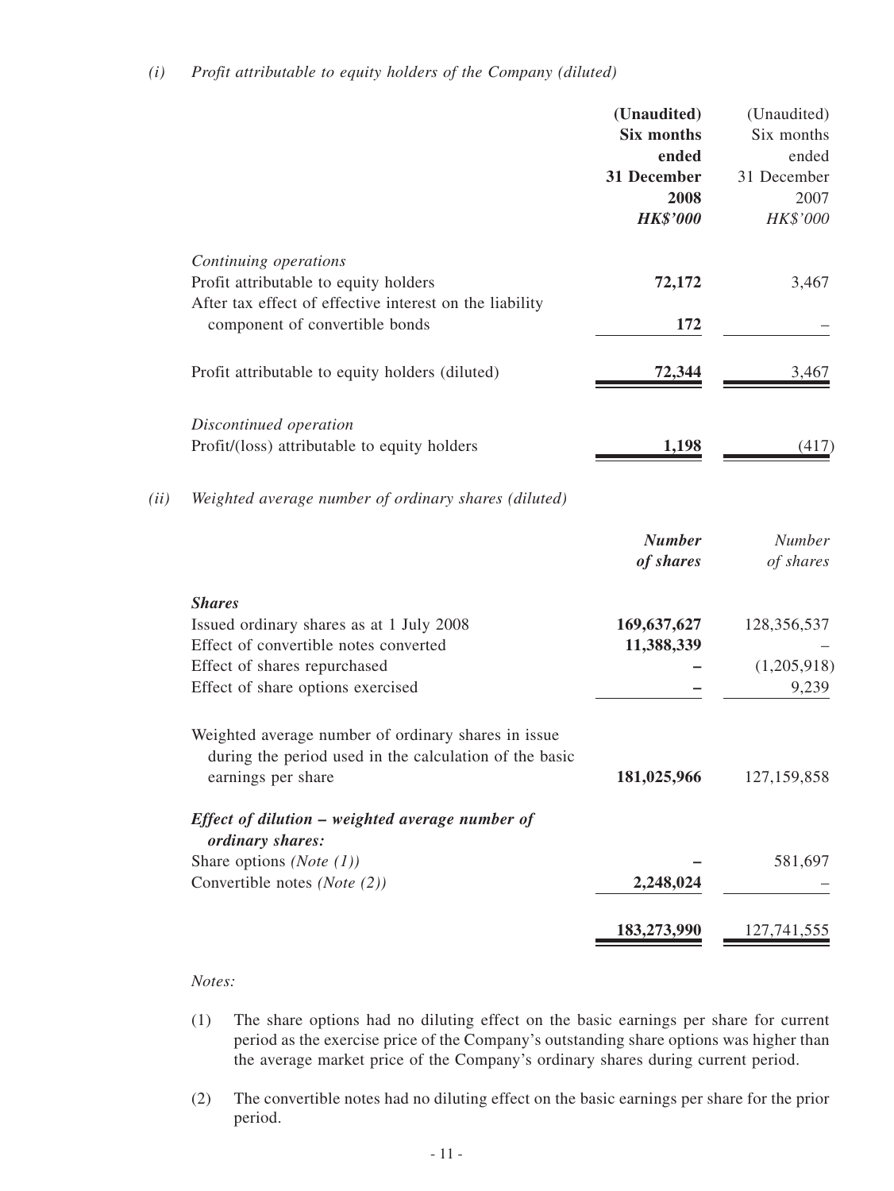*(i) Profit attributable to equity holders of the Company (diluted)*

| | **(Unaudited) Six months ended 31 December 2008** ***HK$'000*** | (Unaudited) Six months ended 31 December 2007 *HK$'000* |
|---|---|---|
| *Continuing operations* | | |
| Profit attributable to equity holders | **72,172** | 3,467 |
| After tax effect of effective interest on the liability component of convertible bonds | **172** | – |
| Profit attributable to equity holders (diluted) | **72,344** | 3,467 |
| *Discontinued operation* | | |
| Profit/(loss) attributable to equity holders | **1,198** | (417) |

*(ii) Weighted average number of ordinary shares (diluted)*

| | ***Number of shares*** | *Number of shares* |
|---|---|---|
| ***Shares*** | | |
| Issued ordinary shares as at 1 July 2008 | **169,637,627** | 128,356,537 |
| Effect of convertible notes converted | **11,388,339** | – |
| Effect of shares repurchased | **–** | (1,205,918) |
| Effect of share options exercised | **–** | 9,239 |
| Weighted average number of ordinary shares in issue during the period used in the calculation of the basic earnings per share | **181,025,966** | 127,159,858 |
| ***Effect of dilution – weighted average number of ordinary shares:*** | | |
| Share options *(Note (1))* | **–** | 581,697 |
| Convertible notes *(Note (2))* | **2,248,024** | – |
| | **183,273,990** | 127,741,555 |

*Notes:*

(1) The share options had no diluting effect on the basic earnings per share for current period as the exercise price of the Company's outstanding share options was higher than the average market price of the Company's ordinary shares during current period.

(2) The convertible notes had no diluting effect on the basic earnings per share for the prior period.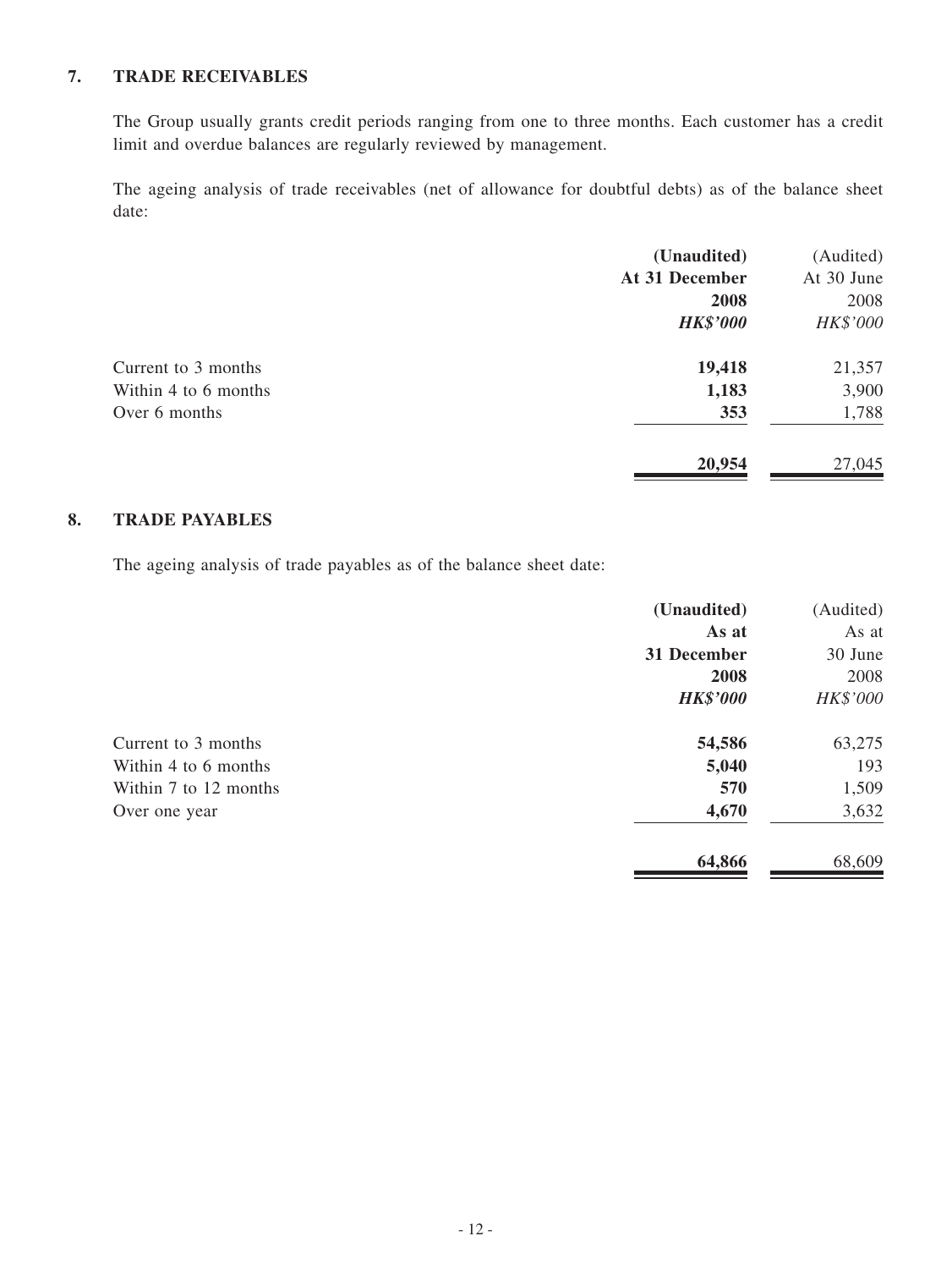## 7. TRADE RECEIVABLES

The Group usually grants credit periods ranging from one to three months. Each customer has a credit limit and overdue balances are regularly reviewed by management.

The ageing analysis of trade receivables (net of allowance for doubtful debts) as of the balance sheet date:

| | **(Unaudited)**<br>**At 31 December**<br>**2008**<br>***HK$'000*** | (Audited)<br>At 30 June<br>2008<br>*HK$'000* |
|---|---|---|
| Current to 3 months | **19,418** | 21,357 |
| Within 4 to 6 months | **1,183** | 3,900 |
| Over 6 months | **353** | 1,788 |
| | **20,954** | 27,045 |

## 8. TRADE PAYABLES

The ageing analysis of trade payables as of the balance sheet date:

| | **(Unaudited)**<br>**As at**<br>**31 December**<br>**2008**<br>***HK$'000*** | (Audited)<br>As at<br>30 June<br>2008<br>*HK$'000* |
|---|---|---|
| Current to 3 months | **54,586** | 63,275 |
| Within 4 to 6 months | **5,040** | 193 |
| Within 7 to 12 months | **570** | 1,509 |
| Over one year | **4,670** | 3,632 |
| | **64,866** | 68,609 |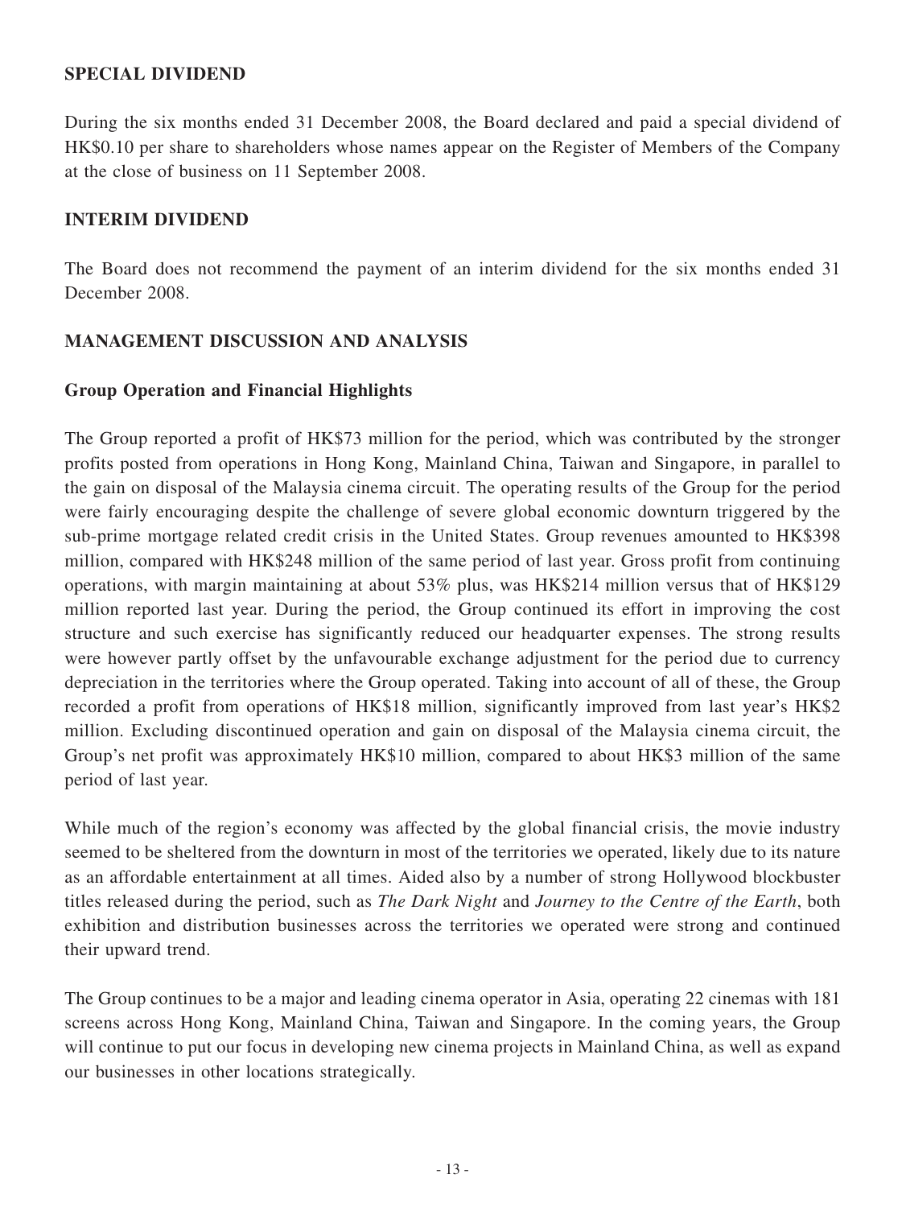## SPECIAL DIVIDEND

During the six months ended 31 December 2008, the Board declared and paid a special dividend of HK$0.10 per share to shareholders whose names appear on the Register of Members of the Company at the close of business on 11 September 2008.

## INTERIM DIVIDEND

The Board does not recommend the payment of an interim dividend for the six months ended 31 December 2008.

## MANAGEMENT DISCUSSION AND ANALYSIS

### Group Operation and Financial Highlights

The Group reported a profit of HK$73 million for the period, which was contributed by the stronger profits posted from operations in Hong Kong, Mainland China, Taiwan and Singapore, in parallel to the gain on disposal of the Malaysia cinema circuit. The operating results of the Group for the period were fairly encouraging despite the challenge of severe global economic downturn triggered by the sub-prime mortgage related credit crisis in the United States. Group revenues amounted to HK$398 million, compared with HK$248 million of the same period of last year. Gross profit from continuing operations, with margin maintaining at about 53% plus, was HK$214 million versus that of HK$129 million reported last year. During the period, the Group continued its effort in improving the cost structure and such exercise has significantly reduced our headquarter expenses. The strong results were however partly offset by the unfavourable exchange adjustment for the period due to currency depreciation in the territories where the Group operated. Taking into account of all of these, the Group recorded a profit from operations of HK$18 million, significantly improved from last year's HK$2 million. Excluding discontinued operation and gain on disposal of the Malaysia cinema circuit, the Group's net profit was approximately HK$10 million, compared to about HK$3 million of the same period of last year.

While much of the region's economy was affected by the global financial crisis, the movie industry seemed to be sheltered from the downturn in most of the territories we operated, likely due to its nature as an affordable entertainment at all times. Aided also by a number of strong Hollywood blockbuster titles released during the period, such as *The Dark Night* and *Journey to the Centre of the Earth*, both exhibition and distribution businesses across the territories we operated were strong and continued their upward trend.

The Group continues to be a major and leading cinema operator in Asia, operating 22 cinemas with 181 screens across Hong Kong, Mainland China, Taiwan and Singapore. In the coming years, the Group will continue to put our focus in developing new cinema projects in Mainland China, as well as expand our businesses in other locations strategically.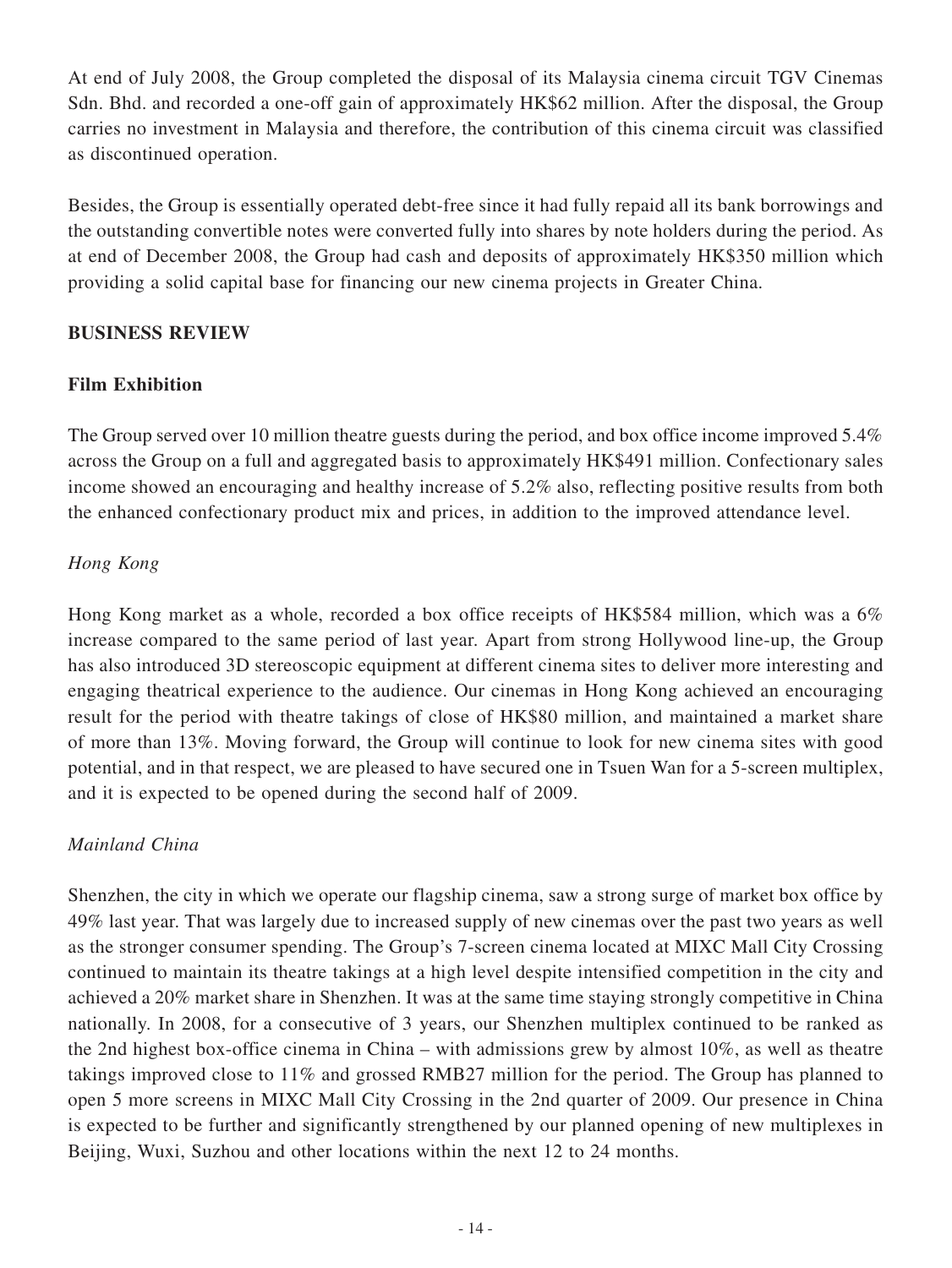At end of July 2008, the Group completed the disposal of its Malaysia cinema circuit TGV Cinemas Sdn. Bhd. and recorded a one-off gain of approximately HK$62 million. After the disposal, the Group carries no investment in Malaysia and therefore, the contribution of this cinema circuit was classified as discontinued operation.

Besides, the Group is essentially operated debt-free since it had fully repaid all its bank borrowings and the outstanding convertible notes were converted fully into shares by note holders during the period. As at end of December 2008, the Group had cash and deposits of approximately HK$350 million which providing a solid capital base for financing our new cinema projects in Greater China.

## BUSINESS REVIEW

### Film Exhibition

The Group served over 10 million theatre guests during the period, and box office income improved 5.4% across the Group on a full and aggregated basis to approximately HK$491 million. Confectionary sales income showed an encouraging and healthy increase of 5.2% also, reflecting positive results from both the enhanced confectionary product mix and prices, in addition to the improved attendance level.

*Hong Kong*

Hong Kong market as a whole, recorded a box office receipts of HK$584 million, which was a 6% increase compared to the same period of last year. Apart from strong Hollywood line-up, the Group has also introduced 3D stereoscopic equipment at different cinema sites to deliver more interesting and engaging theatrical experience to the audience. Our cinemas in Hong Kong achieved an encouraging result for the period with theatre takings of close of HK$80 million, and maintained a market share of more than 13%. Moving forward, the Group will continue to look for new cinema sites with good potential, and in that respect, we are pleased to have secured one in Tsuen Wan for a 5-screen multiplex, and it is expected to be opened during the second half of 2009.

*Mainland China*

Shenzhen, the city in which we operate our flagship cinema, saw a strong surge of market box office by 49% last year. That was largely due to increased supply of new cinemas over the past two years as well as the stronger consumer spending. The Group's 7-screen cinema located at MIXC Mall City Crossing continued to maintain its theatre takings at a high level despite intensified competition in the city and achieved a 20% market share in Shenzhen. It was at the same time staying strongly competitive in China nationally. In 2008, for a consecutive of 3 years, our Shenzhen multiplex continued to be ranked as the 2nd highest box-office cinema in China – with admissions grew by almost 10%, as well as theatre takings improved close to 11% and grossed RMB27 million for the period. The Group has planned to open 5 more screens in MIXC Mall City Crossing in the 2nd quarter of 2009. Our presence in China is expected to be further and significantly strengthened by our planned opening of new multiplexes in Beijing, Wuxi, Suzhou and other locations within the next 12 to 24 months.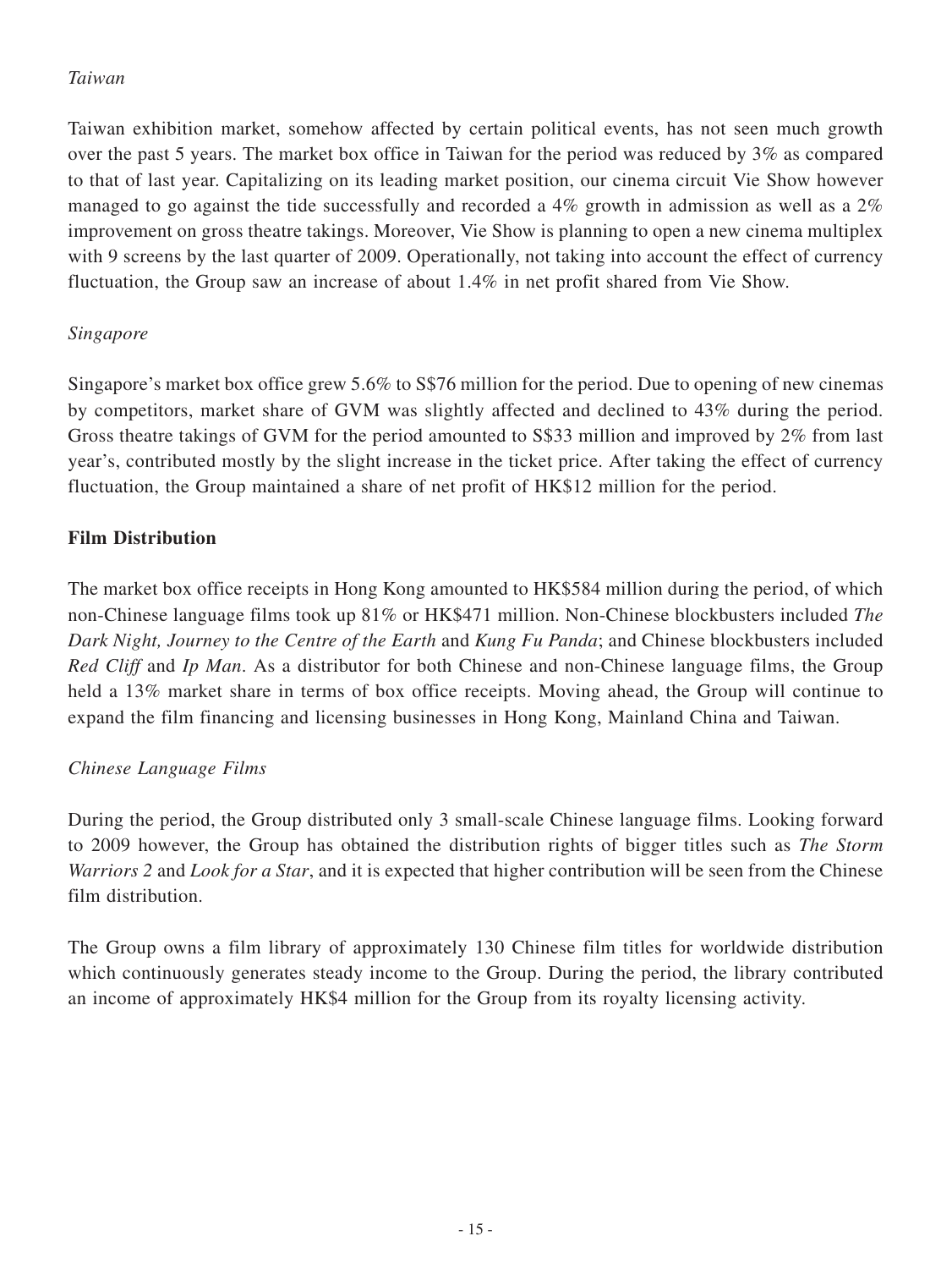*Taiwan*

Taiwan exhibition market, somehow affected by certain political events, has not seen much growth over the past 5 years. The market box office in Taiwan for the period was reduced by 3% as compared to that of last year. Capitalizing on its leading market position, our cinema circuit Vie Show however managed to go against the tide successfully and recorded a 4% growth in admission as well as a 2% improvement on gross theatre takings. Moreover, Vie Show is planning to open a new cinema multiplex with 9 screens by the last quarter of 2009. Operationally, not taking into account the effect of currency fluctuation, the Group saw an increase of about 1.4% in net profit shared from Vie Show.

*Singapore*

Singapore's market box office grew 5.6% to S$76 million for the period. Due to opening of new cinemas by competitors, market share of GVM was slightly affected and declined to 43% during the period. Gross theatre takings of GVM for the period amounted to S$33 million and improved by 2% from last year's, contributed mostly by the slight increase in the ticket price. After taking the effect of currency fluctuation, the Group maintained a share of net profit of HK$12 million for the period.

**Film Distribution**

The market box office receipts in Hong Kong amounted to HK$584 million during the period, of which non-Chinese language films took up 81% or HK$471 million. Non-Chinese blockbusters included *The Dark Night, Journey to the Centre of the Earth* and *Kung Fu Panda*; and Chinese blockbusters included *Red Cliff* and *Ip Man*. As a distributor for both Chinese and non-Chinese language films, the Group held a 13% market share in terms of box office receipts. Moving ahead, the Group will continue to expand the film financing and licensing businesses in Hong Kong, Mainland China and Taiwan.

*Chinese Language Films*

During the period, the Group distributed only 3 small-scale Chinese language films. Looking forward to 2009 however, the Group has obtained the distribution rights of bigger titles such as *The Storm Warriors 2* and *Look for a Star*, and it is expected that higher contribution will be seen from the Chinese film distribution.

The Group owns a film library of approximately 130 Chinese film titles for worldwide distribution which continuously generates steady income to the Group. During the period, the library contributed an income of approximately HK$4 million for the Group from its royalty licensing activity.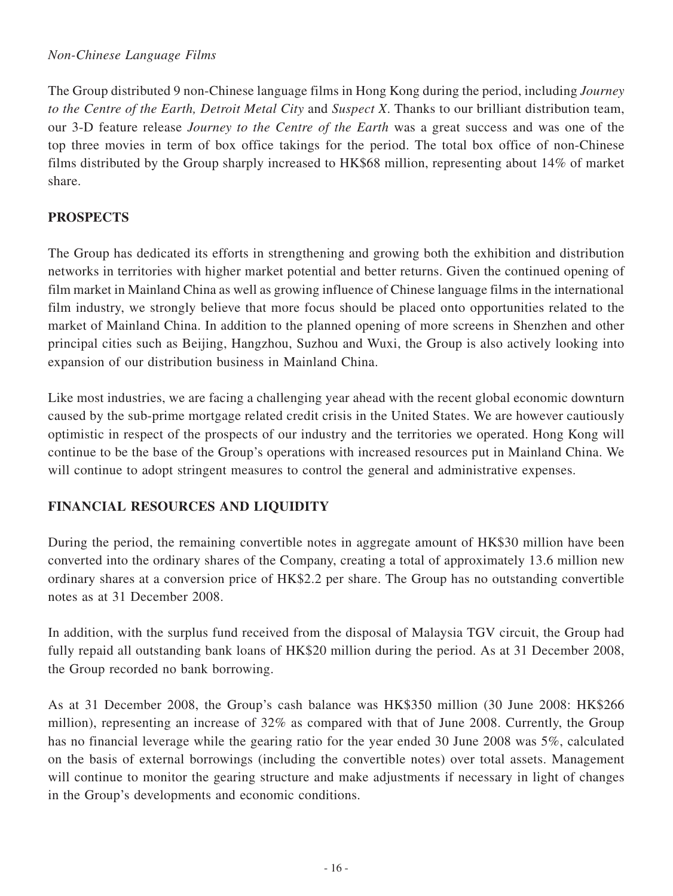*Non-Chinese Language Films*

The Group distributed 9 non-Chinese language films in Hong Kong during the period, including *Journey to the Centre of the Earth, Detroit Metal City* and *Suspect X*. Thanks to our brilliant distribution team, our 3-D feature release *Journey to the Centre of the Earth* was a great success and was one of the top three movies in term of box office takings for the period. The total box office of non-Chinese films distributed by the Group sharply increased to HK$68 million, representing about 14% of market share.

## PROSPECTS

The Group has dedicated its efforts in strengthening and growing both the exhibition and distribution networks in territories with higher market potential and better returns. Given the continued opening of film market in Mainland China as well as growing influence of Chinese language films in the international film industry, we strongly believe that more focus should be placed onto opportunities related to the market of Mainland China. In addition to the planned opening of more screens in Shenzhen and other principal cities such as Beijing, Hangzhou, Suzhou and Wuxi, the Group is also actively looking into expansion of our distribution business in Mainland China.

Like most industries, we are facing a challenging year ahead with the recent global economic downturn caused by the sub-prime mortgage related credit crisis in the United States. We are however cautiously optimistic in respect of the prospects of our industry and the territories we operated. Hong Kong will continue to be the base of the Group's operations with increased resources put in Mainland China. We will continue to adopt stringent measures to control the general and administrative expenses.

## FINANCIAL RESOURCES AND LIQUIDITY

During the period, the remaining convertible notes in aggregate amount of HK$30 million have been converted into the ordinary shares of the Company, creating a total of approximately 13.6 million new ordinary shares at a conversion price of HK$2.2 per share. The Group has no outstanding convertible notes as at 31 December 2008.

In addition, with the surplus fund received from the disposal of Malaysia TGV circuit, the Group had fully repaid all outstanding bank loans of HK$20 million during the period. As at 31 December 2008, the Group recorded no bank borrowing.

As at 31 December 2008, the Group's cash balance was HK$350 million (30 June 2008: HK$266 million), representing an increase of 32% as compared with that of June 2008. Currently, the Group has no financial leverage while the gearing ratio for the year ended 30 June 2008 was 5%, calculated on the basis of external borrowings (including the convertible notes) over total assets. Management will continue to monitor the gearing structure and make adjustments if necessary in light of changes in the Group's developments and economic conditions.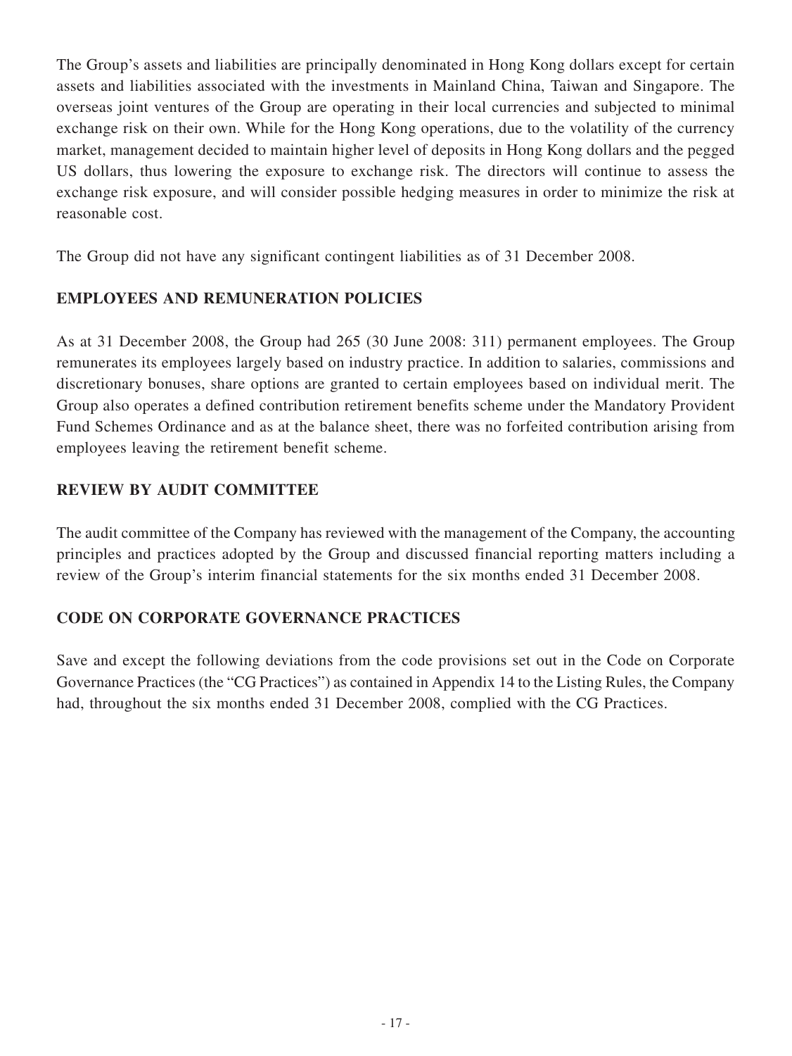The Group's assets and liabilities are principally denominated in Hong Kong dollars except for certain assets and liabilities associated with the investments in Mainland China, Taiwan and Singapore. The overseas joint ventures of the Group are operating in their local currencies and subjected to minimal exchange risk on their own. While for the Hong Kong operations, due to the volatility of the currency market, management decided to maintain higher level of deposits in Hong Kong dollars and the pegged US dollars, thus lowering the exposure to exchange risk. The directors will continue to assess the exchange risk exposure, and will consider possible hedging measures in order to minimize the risk at reasonable cost.

The Group did not have any significant contingent liabilities as of 31 December 2008.

## EMPLOYEES AND REMUNERATION POLICIES

As at 31 December 2008, the Group had 265 (30 June 2008: 311) permanent employees. The Group remunerates its employees largely based on industry practice. In addition to salaries, commissions and discretionary bonuses, share options are granted to certain employees based on individual merit. The Group also operates a defined contribution retirement benefits scheme under the Mandatory Provident Fund Schemes Ordinance and as at the balance sheet, there was no forfeited contribution arising from employees leaving the retirement benefit scheme.

## REVIEW BY AUDIT COMMITTEE

The audit committee of the Company has reviewed with the management of the Company, the accounting principles and practices adopted by the Group and discussed financial reporting matters including a review of the Group's interim financial statements for the six months ended 31 December 2008.

## CODE ON CORPORATE GOVERNANCE PRACTICES

Save and except the following deviations from the code provisions set out in the Code on Corporate Governance Practices (the "CG Practices") as contained in Appendix 14 to the Listing Rules, the Company had, throughout the six months ended 31 December 2008, complied with the CG Practices.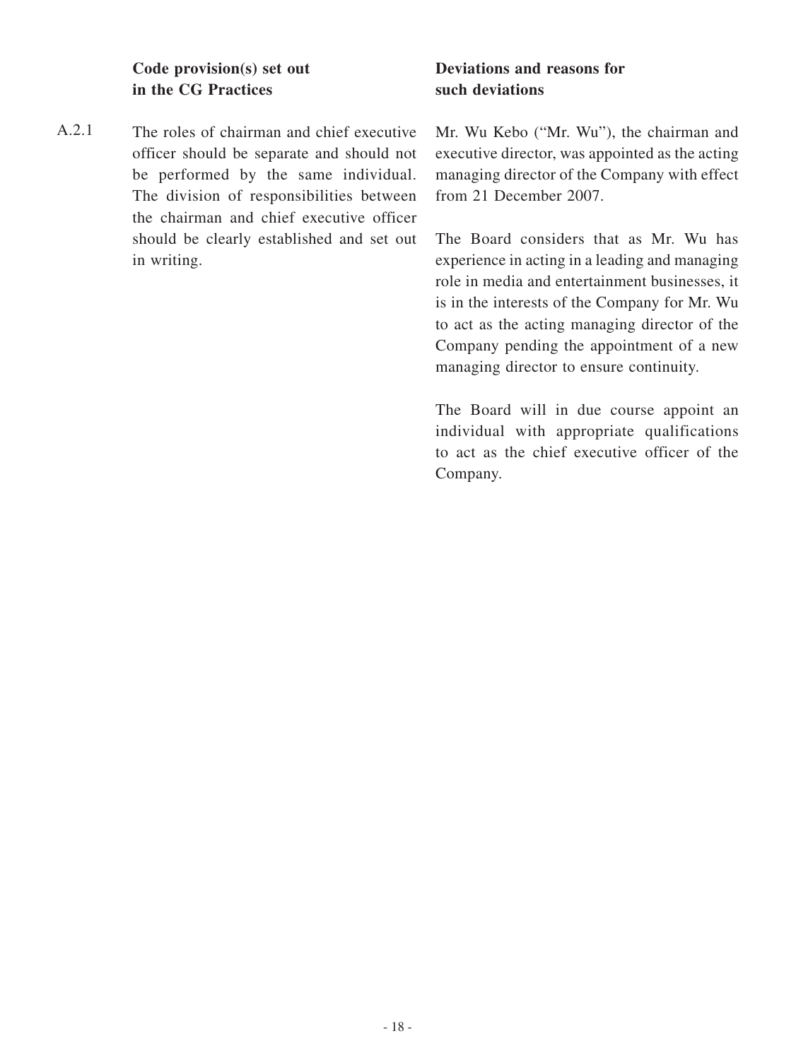| | Code provision(s) set out in the CG Practices | Deviations and reasons for such deviations |
|---|---|---|
| A.2.1 | The roles of chairman and chief executive officer should be separate and should not be performed by the same individual. The division of responsibilities between the chairman and chief executive officer should be clearly established and set out in writing. | Mr. Wu Kebo ("Mr. Wu"), the chairman and executive director, was appointed as the acting managing director of the Company with effect from 21 December 2007.<br><br>The Board considers that as Mr. Wu has experience in acting in a leading and managing role in media and entertainment businesses, it is in the interests of the Company for Mr. Wu to act as the acting managing director of the Company pending the appointment of a new managing director to ensure continuity.<br><br>The Board will in due course appoint an individual with appropriate qualifications to act as the chief executive officer of the Company. |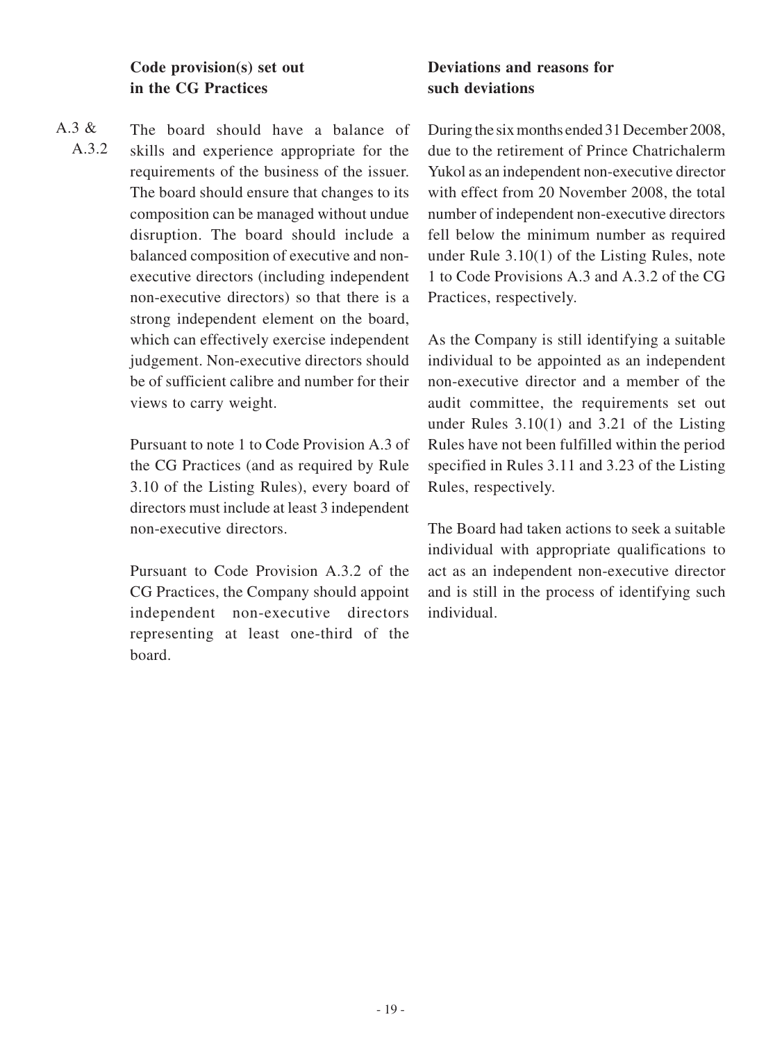| | Code provision(s) set out in the CG Practices | Deviations and reasons for such deviations |
|---|---|---|
| A.3 & A.3.2 | The board should have a balance of skills and experience appropriate for the requirements of the business of the issuer. The board should ensure that changes to its composition can be managed without undue disruption. The board should include a balanced composition of executive and non-executive directors (including independent non-executive directors) so that there is a strong independent element on the board, which can effectively exercise independent judgement. Non-executive directors should be of sufficient calibre and number for their views to carry weight.<br><br>Pursuant to note 1 to Code Provision A.3 of the CG Practices (and as required by Rule 3.10 of the Listing Rules), every board of directors must include at least 3 independent non-executive directors.<br><br>Pursuant to Code Provision A.3.2 of the CG Practices, the Company should appoint independent non-executive directors representing at least one-third of the board. | During the six months ended 31 December 2008, due to the retirement of Prince Chatrichalerm Yukol as an independent non-executive director with effect from 20 November 2008, the total number of independent non-executive directors fell below the minimum number as required under Rule 3.10(1) of the Listing Rules, note 1 to Code Provisions A.3 and A.3.2 of the CG Practices, respectively.<br><br>As the Company is still identifying a suitable individual to be appointed as an independent non-executive director and a member of the audit committee, the requirements set out under Rules 3.10(1) and 3.21 of the Listing Rules have not been fulfilled within the period specified in Rules 3.11 and 3.23 of the Listing Rules, respectively.<br><br>The Board had taken actions to seek a suitable individual with appropriate qualifications to act as an independent non-executive director and is still in the process of identifying such individual. |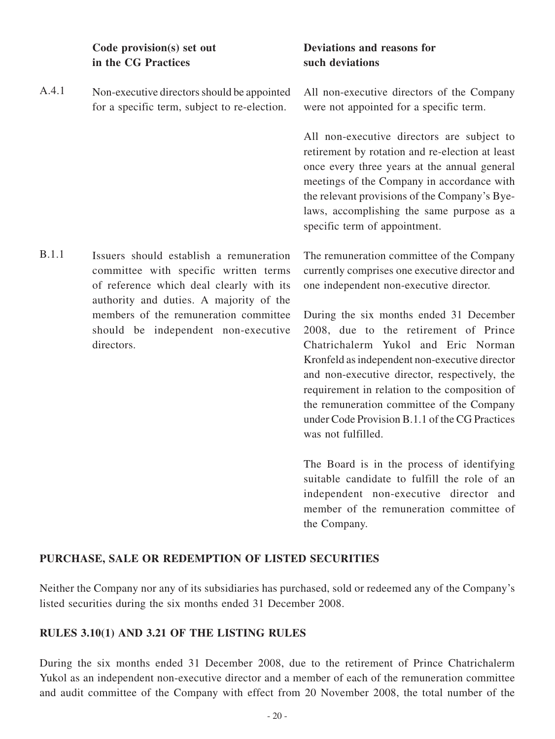| | Code provision(s) set out in the CG Practices | Deviations and reasons for such deviations |
|---|---|---|
| A.4.1 | Non-executive directors should be appointed for a specific term, subject to re-election. | All non-executive directors of the Company were not appointed for a specific term.<br><br>All non-executive directors are subject to retirement by rotation and re-election at least once every three years at the annual general meetings of the Company in accordance with the relevant provisions of the Company's Bye-laws, accomplishing the same purpose as a specific term of appointment. |
| B.1.1 | Issuers should establish a remuneration committee with specific written terms of reference which deal clearly with its authority and duties. A majority of the members of the remuneration committee should be independent non-executive directors. | The remuneration committee of the Company currently comprises one executive director and one independent non-executive director.<br><br>During the six months ended 31 December 2008, due to the retirement of Prince Chatrichalerm Yukol and Eric Norman Kronfeld as independent non-executive director and non-executive director, respectively, the requirement in relation to the composition of the remuneration committee of the Company under Code Provision B.1.1 of the CG Practices was not fulfilled.<br><br>The Board is in the process of identifying suitable candidate to fulfill the role of an independent non-executive director and member of the remuneration committee of the Company. |

## PURCHASE, SALE OR REDEMPTION OF LISTED SECURITIES

Neither the Company nor any of its subsidiaries has purchased, sold or redeemed any of the Company's listed securities during the six months ended 31 December 2008.

## RULES 3.10(1) AND 3.21 OF THE LISTING RULES

During the six months ended 31 December 2008, due to the retirement of Prince Chatrichalerm Yukol as an independent non-executive director and a member of each of the remuneration committee and audit committee of the Company with effect from 20 November 2008, the total number of the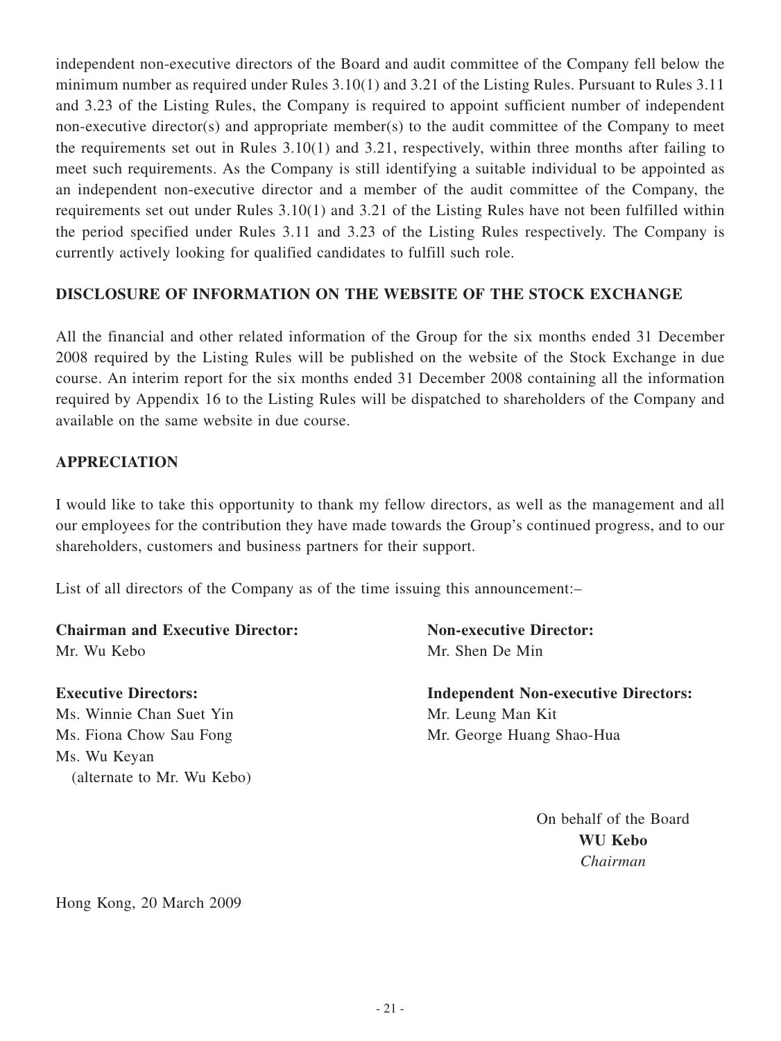independent non-executive directors of the Board and audit committee of the Company fell below the minimum number as required under Rules 3.10(1) and 3.21 of the Listing Rules. Pursuant to Rules 3.11 and 3.23 of the Listing Rules, the Company is required to appoint sufficient number of independent non-executive director(s) and appropriate member(s) to the audit committee of the Company to meet the requirements set out in Rules 3.10(1) and 3.21, respectively, within three months after failing to meet such requirements. As the Company is still identifying a suitable individual to be appointed as an independent non-executive director and a member of the audit committee of the Company, the requirements set out under Rules 3.10(1) and 3.21 of the Listing Rules have not been fulfilled within the period specified under Rules 3.11 and 3.23 of the Listing Rules respectively. The Company is currently actively looking for qualified candidates to fulfill such role.

**DISCLOSURE OF INFORMATION ON THE WEBSITE OF THE STOCK EXCHANGE**

All the financial and other related information of the Group for the six months ended 31 December 2008 required by the Listing Rules will be published on the website of the Stock Exchange in due course. An interim report for the six months ended 31 December 2008 containing all the information required by Appendix 16 to the Listing Rules will be dispatched to shareholders of the Company and available on the same website in due course.

**APPRECIATION**

I would like to take this opportunity to thank my fellow directors, as well as the management and all our employees for the contribution they have made towards the Group's continued progress, and to our shareholders, customers and business partners for their support.

List of all directors of the Company as of the time issuing this announcement:–

**Chairman and Executive Director:**
Mr. Wu Kebo

**Executive Directors:**
Ms. Winnie Chan Suet Yin
Ms. Fiona Chow Sau Fong
Ms. Wu Keyan
(alternate to Mr. Wu Kebo)

**Non-executive Director:**
Mr. Shen De Min

**Independent Non-executive Directors:**
Mr. Leung Man Kit
Mr. George Huang Shao-Hua

On behalf of the Board
**WU Kebo**
*Chairman*

Hong Kong, 20 March 2009